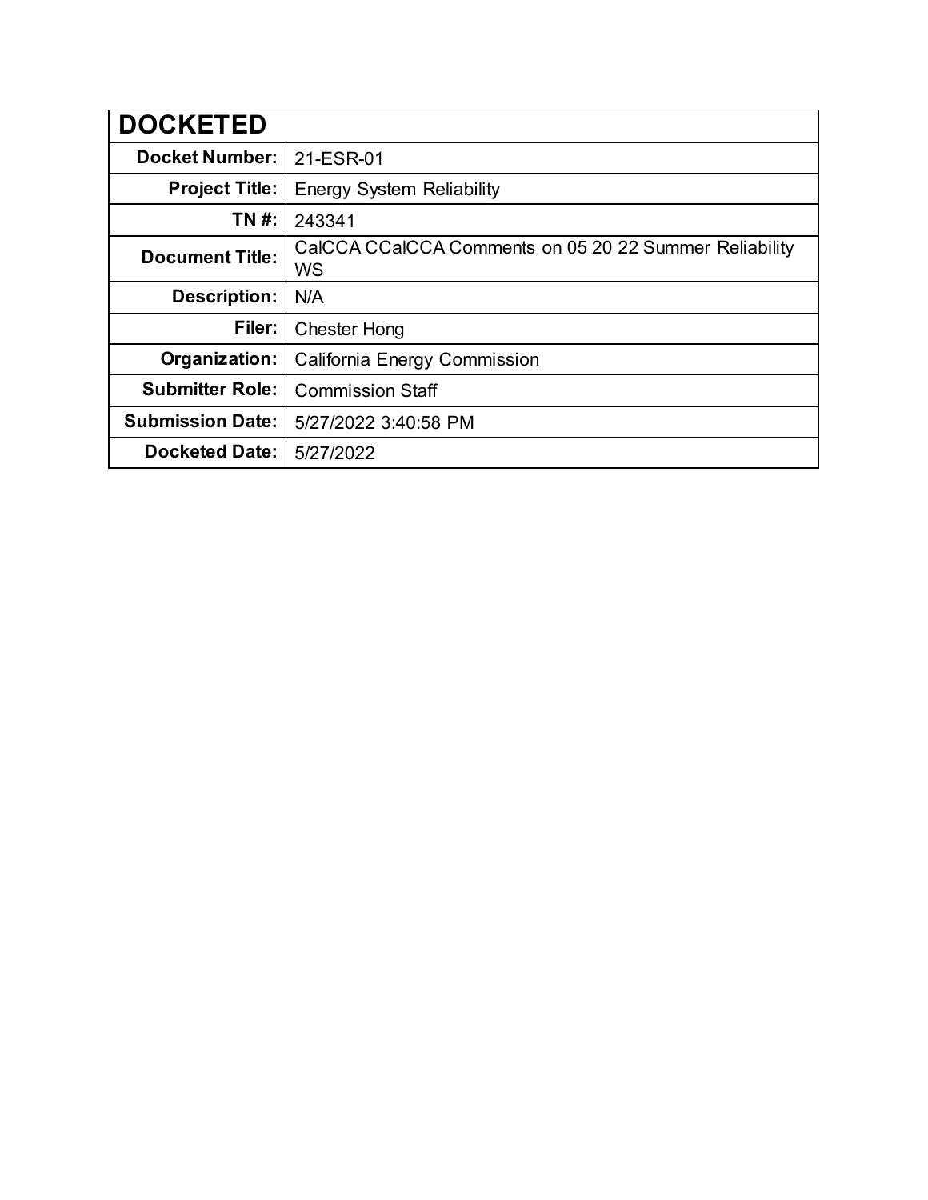| DOCKETED | |
|---|---|
| **Docket Number:** | 21-ESR-01 |
| **Project Title:** | Energy System Reliability |
| **TN #:** | 243341 |
| **Document Title:** | CalCCA CCalCCA Comments on 05 20 22 Summer Reliability WS |
| **Description:** | N/A |
| **Filer:** | Chester Hong |
| **Organization:** | California Energy Commission |
| **Submitter Role:** | Commission Staff |
| **Submission Date:** | 5/27/2022 3:40:58 PM |
| **Docketed Date:** | 5/27/2022 |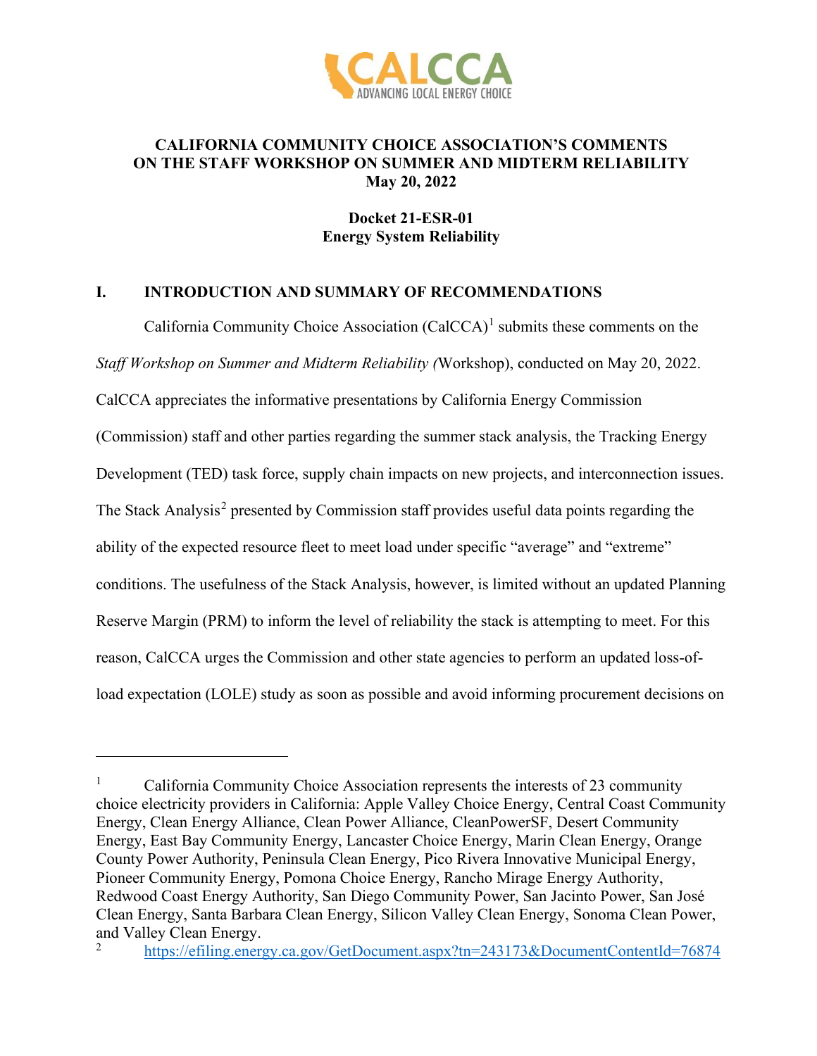**CALIFORNIA COMMUNITY CHOICE ASSOCIATION'S COMMENTS ON THE STAFF WORKSHOP ON SUMMER AND MIDTERM RELIABILITY May 20, 2022**

**Docket 21-ESR-01 Energy System Reliability**

## I. INTRODUCTION AND SUMMARY OF RECOMMENDATIONS

California Community Choice Association (CalCCA)[1] submits these comments on the *Staff Workshop on Summer and Midterm Reliability (*Workshop), conducted on May 20, 2022. CalCCA appreciates the informative presentations by California Energy Commission (Commission) staff and other parties regarding the summer stack analysis, the Tracking Energy Development (TED) task force, supply chain impacts on new projects, and interconnection issues. The Stack Analysis[2] presented by Commission staff provides useful data points regarding the ability of the expected resource fleet to meet load under specific "average" and "extreme" conditions. The usefulness of the Stack Analysis, however, is limited without an updated Planning Reserve Margin (PRM) to inform the level of reliability the stack is attempting to meet. For this reason, CalCCA urges the Commission and other state agencies to perform an updated loss-of-load expectation (LOLE) study as soon as possible and avoid informing procurement decisions on

---

[1] California Community Choice Association represents the interests of 23 community choice electricity providers in California: Apple Valley Choice Energy, Central Coast Community Energy, Clean Energy Alliance, Clean Power Alliance, CleanPowerSF, Desert Community Energy, East Bay Community Energy, Lancaster Choice Energy, Marin Clean Energy, Orange County Power Authority, Peninsula Clean Energy, Pico Rivera Innovative Municipal Energy, Pioneer Community Energy, Pomona Choice Energy, Rancho Mirage Energy Authority, Redwood Coast Energy Authority, San Diego Community Power, San Jacinto Power, San José Clean Energy, Santa Barbara Clean Energy, Silicon Valley Clean Energy, Sonoma Clean Power, and Valley Clean Energy.

[2] https://efiling.energy.ca.gov/GetDocument.aspx?tn=243173&DocumentContentId=76874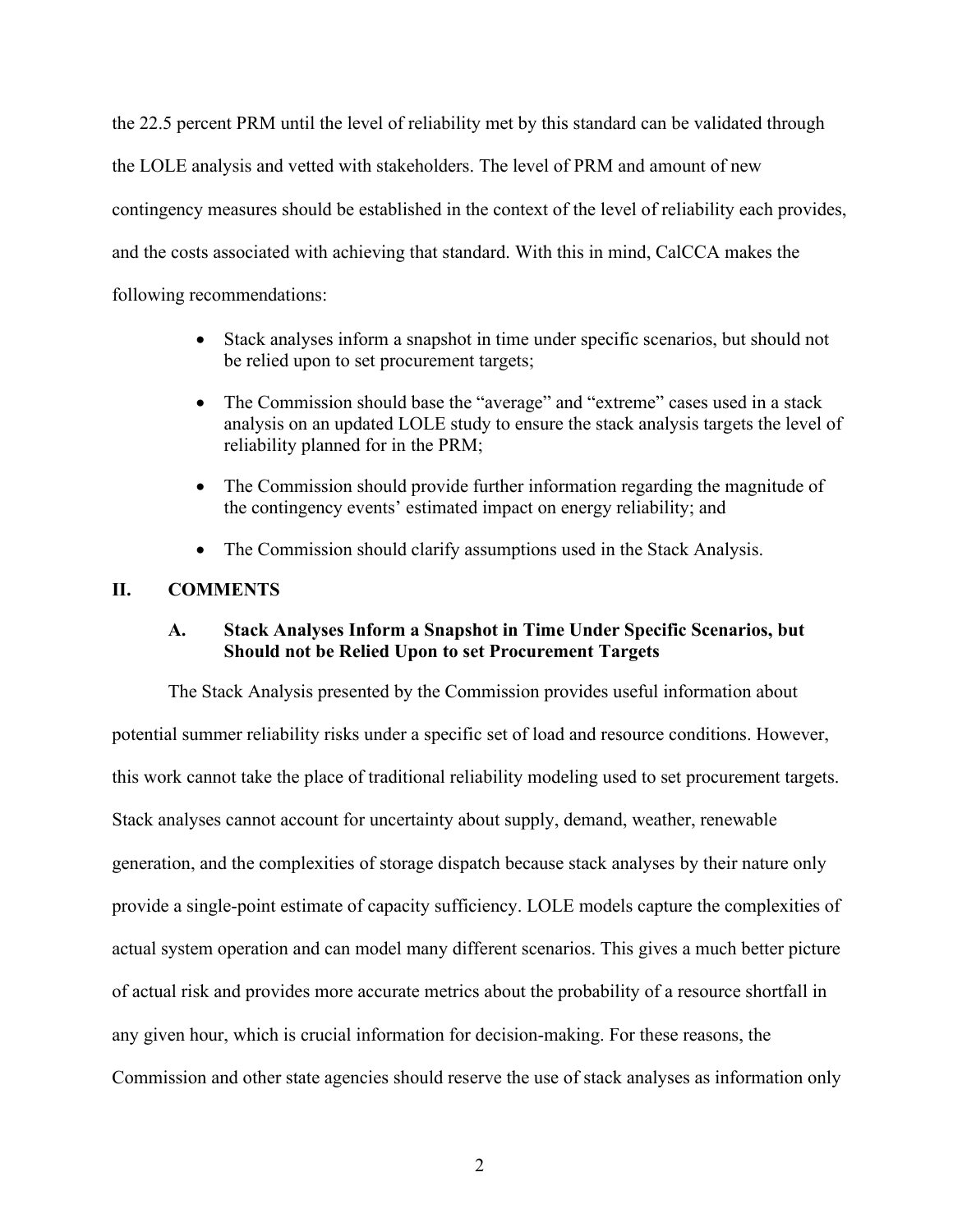the 22.5 percent PRM until the level of reliability met by this standard can be validated through the LOLE analysis and vetted with stakeholders. The level of PRM and amount of new contingency measures should be established in the context of the level of reliability each provides, and the costs associated with achieving that standard. With this in mind, CalCCA makes the following recommendations:

- Stack analyses inform a snapshot in time under specific scenarios, but should not be relied upon to set procurement targets;
- The Commission should base the "average" and "extreme" cases used in a stack analysis on an updated LOLE study to ensure the stack analysis targets the level of reliability planned for in the PRM;
- The Commission should provide further information regarding the magnitude of the contingency events' estimated impact on energy reliability; and
- The Commission should clarify assumptions used in the Stack Analysis.

## II. COMMENTS

### A. Stack Analyses Inform a Snapshot in Time Under Specific Scenarios, but Should not be Relied Upon to set Procurement Targets

The Stack Analysis presented by the Commission provides useful information about potential summer reliability risks under a specific set of load and resource conditions. However, this work cannot take the place of traditional reliability modeling used to set procurement targets. Stack analyses cannot account for uncertainty about supply, demand, weather, renewable generation, and the complexities of storage dispatch because stack analyses by their nature only provide a single-point estimate of capacity sufficiency. LOLE models capture the complexities of actual system operation and can model many different scenarios. This gives a much better picture of actual risk and provides more accurate metrics about the probability of a resource shortfall in any given hour, which is crucial information for decision-making. For these reasons, the Commission and other state agencies should reserve the use of stack analyses as information only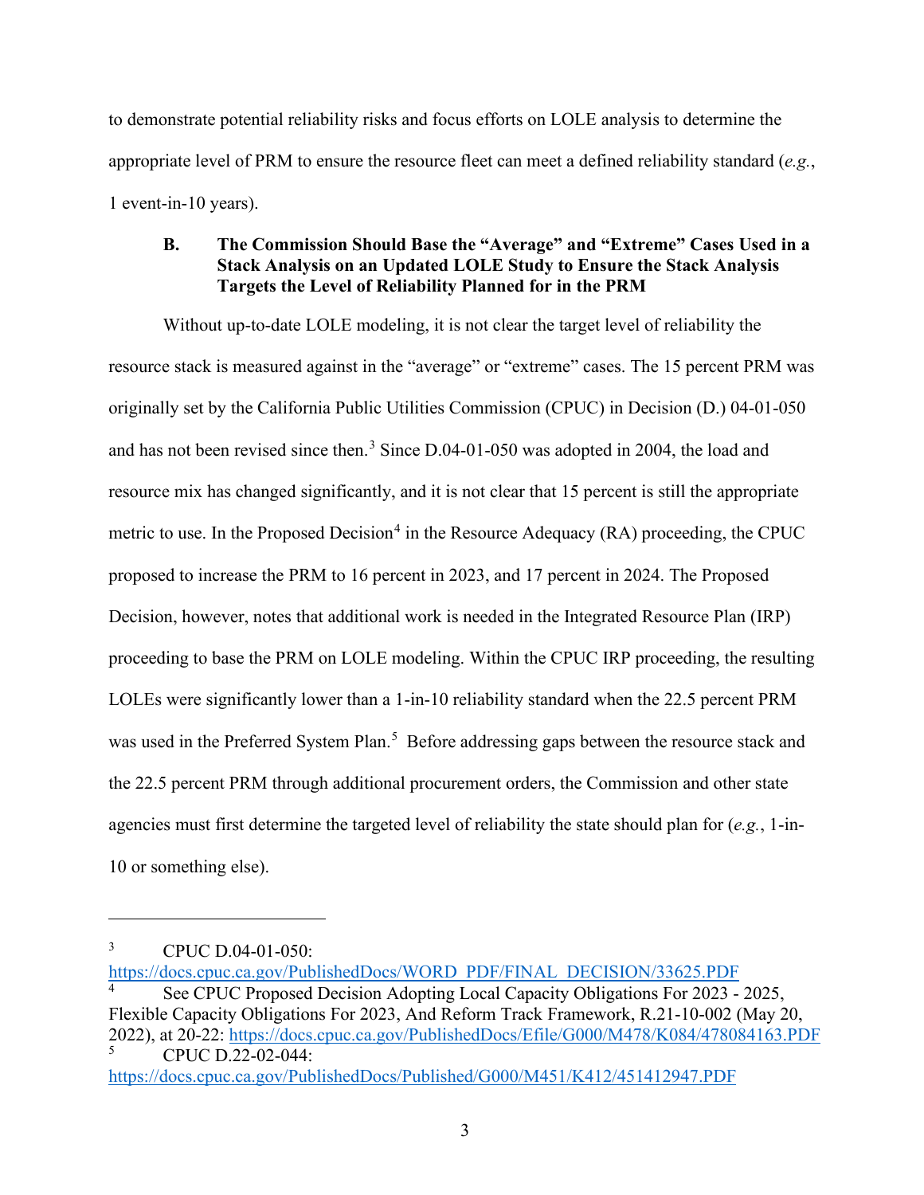to demonstrate potential reliability risks and focus efforts on LOLE analysis to determine the appropriate level of PRM to ensure the resource fleet can meet a defined reliability standard (*e.g.*, 1 event-in-10 years).

### B. The Commission Should Base the "Average" and "Extreme" Cases Used in a Stack Analysis on an Updated LOLE Study to Ensure the Stack Analysis Targets the Level of Reliability Planned for in the PRM

Without up-to-date LOLE modeling, it is not clear the target level of reliability the resource stack is measured against in the "average" or "extreme" cases. The 15 percent PRM was originally set by the California Public Utilities Commission (CPUC) in Decision (D.) 04-01-050 and has not been revised since then.[3] Since D.04-01-050 was adopted in 2004, the load and resource mix has changed significantly, and it is not clear that 15 percent is still the appropriate metric to use. In the Proposed Decision[4] in the Resource Adequacy (RA) proceeding, the CPUC proposed to increase the PRM to 16 percent in 2023, and 17 percent in 2024. The Proposed Decision, however, notes that additional work is needed in the Integrated Resource Plan (IRP) proceeding to base the PRM on LOLE modeling. Within the CPUC IRP proceeding, the resulting LOLEs were significantly lower than a 1-in-10 reliability standard when the 22.5 percent PRM was used in the Preferred System Plan.[5] Before addressing gaps between the resource stack and the 22.5 percent PRM through additional procurement orders, the Commission and other state agencies must first determine the targeted level of reliability the state should plan for (*e.g.*, 1-in-10 or something else).

---

[3] CPUC D.04-01-050: https://docs.cpuc.ca.gov/PublishedDocs/WORD_PDF/FINAL_DECISION/33625.PDF

[4] See CPUC Proposed Decision Adopting Local Capacity Obligations For 2023 - 2025, Flexible Capacity Obligations For 2023, And Reform Track Framework, R.21-10-002 (May 20, 2022), at 20-22: https://docs.cpuc.ca.gov/PublishedDocs/Efile/G000/M478/K084/478084163.PDF

[5] CPUC D.22-02-044: https://docs.cpuc.ca.gov/PublishedDocs/Published/G000/M451/K412/451412947.PDF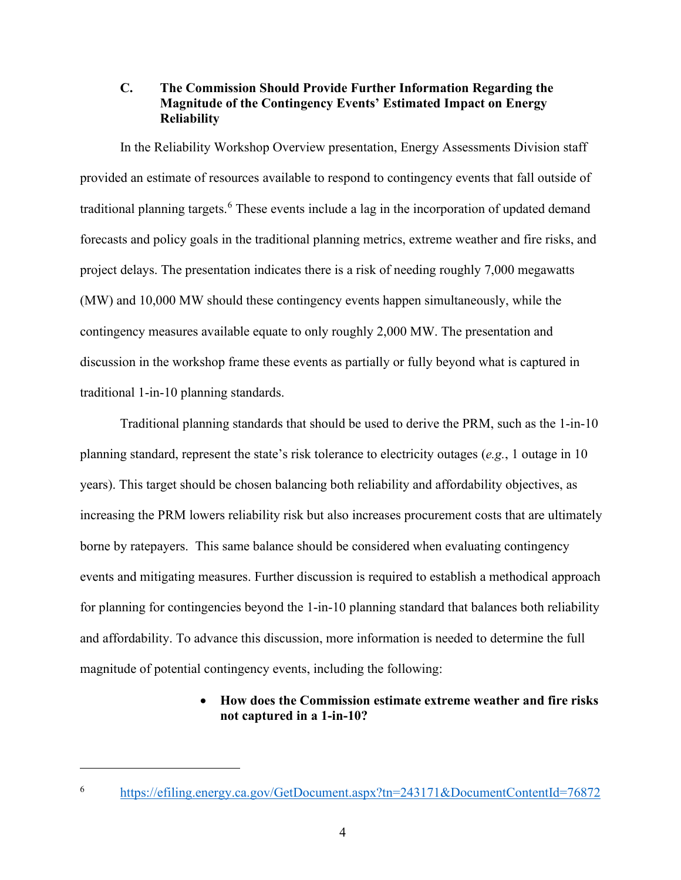### C. The Commission Should Provide Further Information Regarding the Magnitude of the Contingency Events' Estimated Impact on Energy Reliability

In the Reliability Workshop Overview presentation, Energy Assessments Division staff provided an estimate of resources available to respond to contingency events that fall outside of traditional planning targets.[6] These events include a lag in the incorporation of updated demand forecasts and policy goals in the traditional planning metrics, extreme weather and fire risks, and project delays. The presentation indicates there is a risk of needing roughly 7,000 megawatts (MW) and 10,000 MW should these contingency events happen simultaneously, while the contingency measures available equate to only roughly 2,000 MW. The presentation and discussion in the workshop frame these events as partially or fully beyond what is captured in traditional 1-in-10 planning standards.

Traditional planning standards that should be used to derive the PRM, such as the 1-in-10 planning standard, represent the state's risk tolerance to electricity outages (*e.g.*, 1 outage in 10 years). This target should be chosen balancing both reliability and affordability objectives, as increasing the PRM lowers reliability risk but also increases procurement costs that are ultimately borne by ratepayers. This same balance should be considered when evaluating contingency events and mitigating measures. Further discussion is required to establish a methodical approach for planning for contingencies beyond the 1-in-10 planning standard that balances both reliability and affordability. To advance this discussion, more information is needed to determine the full magnitude of potential contingency events, including the following:

- **How does the Commission estimate extreme weather and fire risks not captured in a 1-in-10?**

---

[6] https://efiling.energy.ca.gov/GetDocument.aspx?tn=243171&DocumentContentId=76872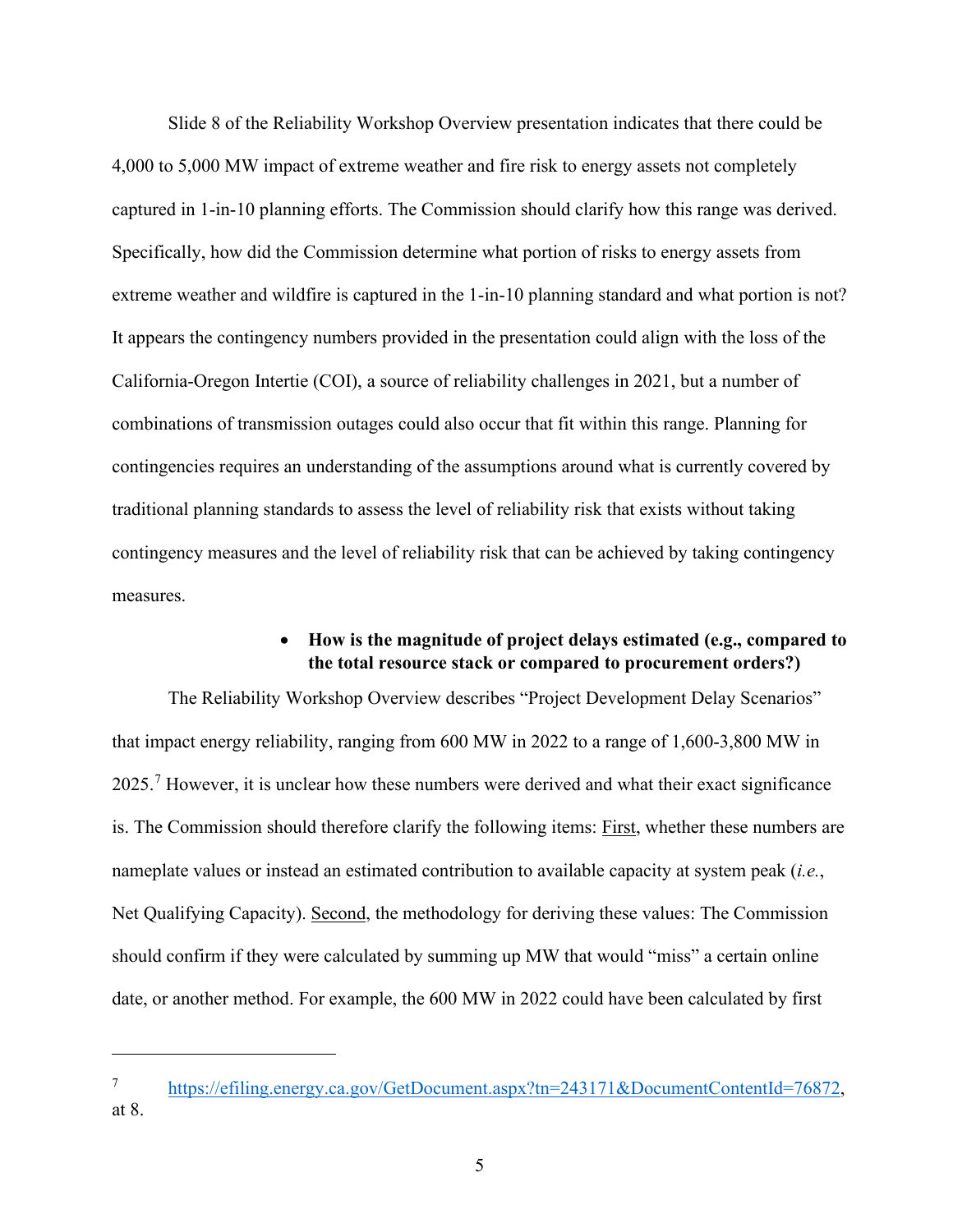Slide 8 of the Reliability Workshop Overview presentation indicates that there could be 4,000 to 5,000 MW impact of extreme weather and fire risk to energy assets not completely captured in 1-in-10 planning efforts. The Commission should clarify how this range was derived. Specifically, how did the Commission determine what portion of risks to energy assets from extreme weather and wildfire is captured in the 1-in-10 planning standard and what portion is not? It appears the contingency numbers provided in the presentation could align with the loss of the California-Oregon Intertie (COI), a source of reliability challenges in 2021, but a number of combinations of transmission outages could also occur that fit within this range. Planning for contingencies requires an understanding of the assumptions around what is currently covered by traditional planning standards to assess the level of reliability risk that exists without taking contingency measures and the level of reliability risk that can be achieved by taking contingency measures.

- **How is the magnitude of project delays estimated (e.g., compared to the total resource stack or compared to procurement orders?)**

The Reliability Workshop Overview describes "Project Development Delay Scenarios" that impact energy reliability, ranging from 600 MW in 2022 to a range of 1,600-3,800 MW in 2025.[7] However, it is unclear how these numbers were derived and what their exact significance is. The Commission should therefore clarify the following items: First, whether these numbers are nameplate values or instead an estimated contribution to available capacity at system peak (*i.e.*, Net Qualifying Capacity). Second, the methodology for deriving these values: The Commission should confirm if they were calculated by summing up MW that would "miss" a certain online date, or another method. For example, the 600 MW in 2022 could have been calculated by first

---

[7] https://efiling.energy.ca.gov/GetDocument.aspx?tn=243171&DocumentContentId=76872, at 8.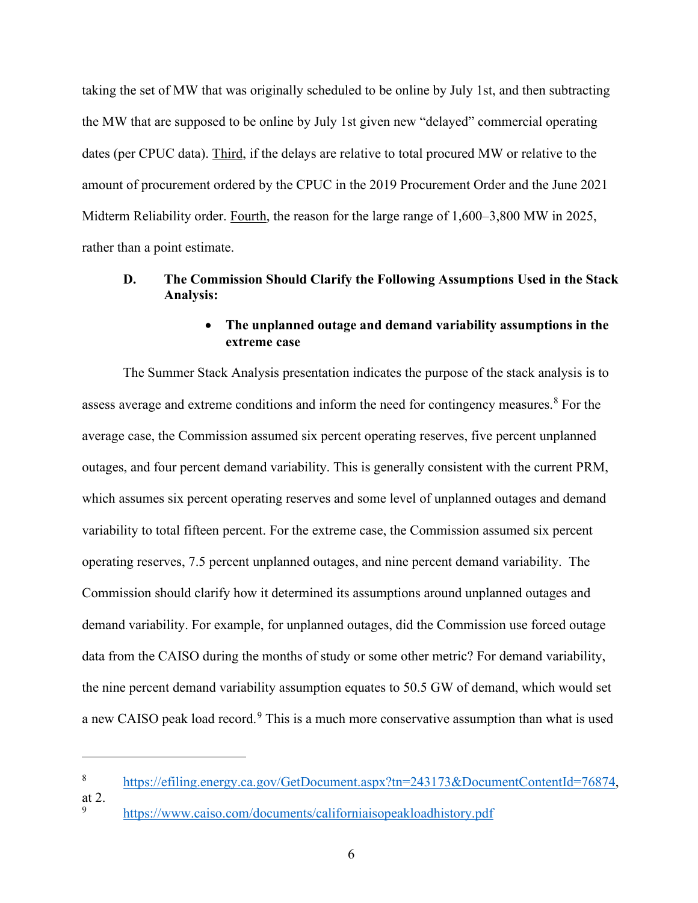taking the set of MW that was originally scheduled to be online by July 1st, and then subtracting the MW that are supposed to be online by July 1st given new "delayed" commercial operating dates (per CPUC data). Third, if the delays are relative to total procured MW or relative to the amount of procurement ordered by the CPUC in the 2019 Procurement Order and the June 2021 Midterm Reliability order. Fourth, the reason for the large range of 1,600–3,800 MW in 2025, rather than a point estimate.

### D. The Commission Should Clarify the Following Assumptions Used in the Stack Analysis:

- **The unplanned outage and demand variability assumptions in the extreme case**

The Summer Stack Analysis presentation indicates the purpose of the stack analysis is to assess average and extreme conditions and inform the need for contingency measures.[8] For the average case, the Commission assumed six percent operating reserves, five percent unplanned outages, and four percent demand variability. This is generally consistent with the current PRM, which assumes six percent operating reserves and some level of unplanned outages and demand variability to total fifteen percent. For the extreme case, the Commission assumed six percent operating reserves, 7.5 percent unplanned outages, and nine percent demand variability. The Commission should clarify how it determined its assumptions around unplanned outages and demand variability. For example, for unplanned outages, did the Commission use forced outage data from the CAISO during the months of study or some other metric? For demand variability, the nine percent demand variability assumption equates to 50.5 GW of demand, which would set a new CAISO peak load record.[9] This is a much more conservative assumption than what is used

---

[8] https://efiling.energy.ca.gov/GetDocument.aspx?tn=243173&DocumentContentId=76874, at 2.

[9] https://www.caiso.com/documents/californiaisopeakloadhistory.pdf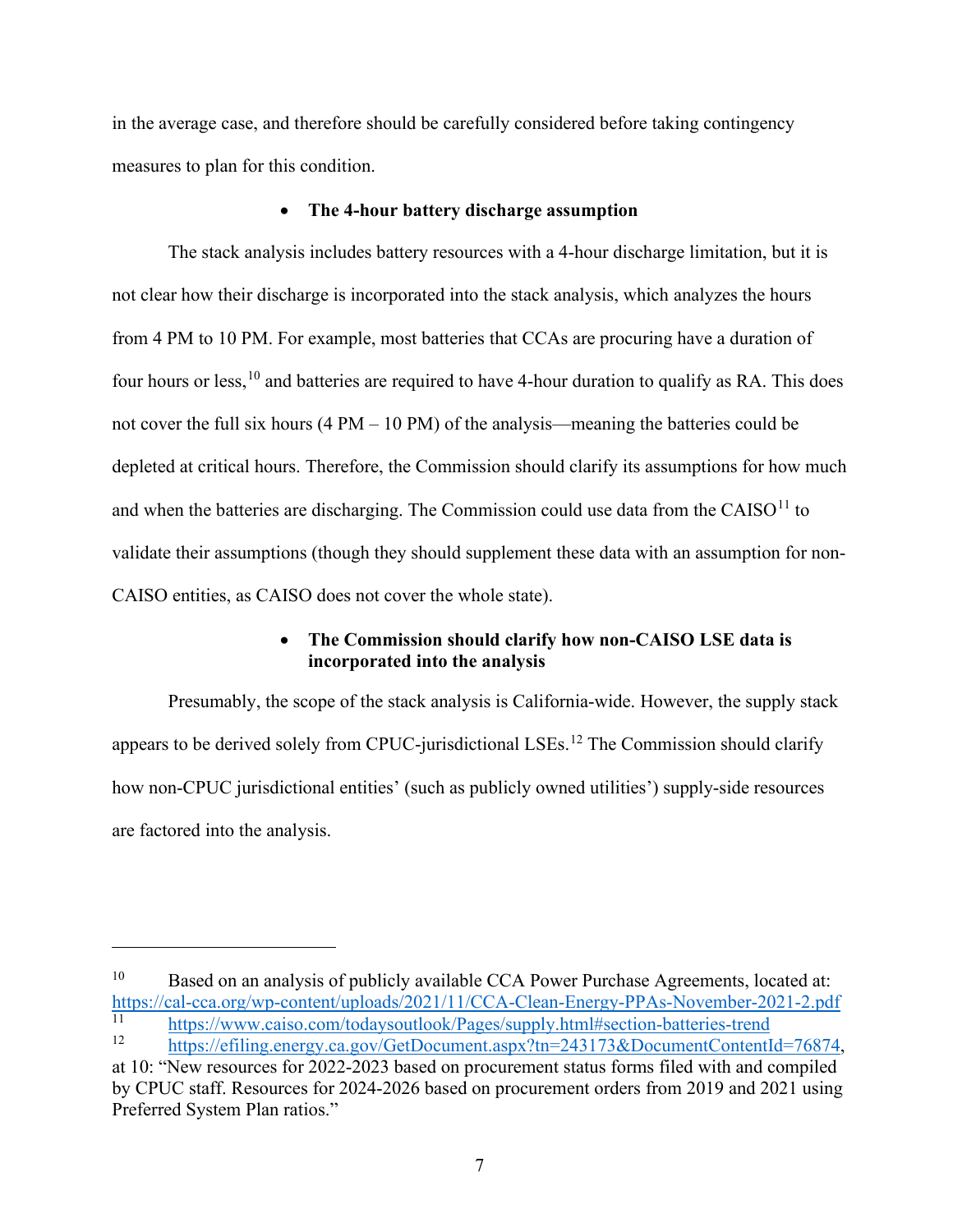in the average case, and therefore should be carefully considered before taking contingency measures to plan for this condition.

- **The 4-hour battery discharge assumption**

The stack analysis includes battery resources with a 4-hour discharge limitation, but it is not clear how their discharge is incorporated into the stack analysis, which analyzes the hours from 4 PM to 10 PM. For example, most batteries that CCAs are procuring have a duration of four hours or less,[10] and batteries are required to have 4-hour duration to qualify as RA. This does not cover the full six hours (4 PM – 10 PM) of the analysis—meaning the batteries could be depleted at critical hours. Therefore, the Commission should clarify its assumptions for how much and when the batteries are discharging. The Commission could use data from the CAISO[11] to validate their assumptions (though they should supplement these data with an assumption for non-CAISO entities, as CAISO does not cover the whole state).

- **The Commission should clarify how non-CAISO LSE data is incorporated into the analysis**

Presumably, the scope of the stack analysis is California-wide. However, the supply stack appears to be derived solely from CPUC-jurisdictional LSEs.[12] The Commission should clarify how non-CPUC jurisdictional entities' (such as publicly owned utilities') supply-side resources are factored into the analysis.

---

[10] Based on an analysis of publicly available CCA Power Purchase Agreements, located at: https://cal-cca.org/wp-content/uploads/2021/11/CCA-Clean-Energy-PPAs-November-2021-2.pdf

[11] https://www.caiso.com/todaysoutlook/Pages/supply.html#section-batteries-trend

[12] https://efiling.energy.ca.gov/GetDocument.aspx?tn=243173&DocumentContentId=76874, at 10: "New resources for 2022-2023 based on procurement status forms filed with and compiled by CPUC staff. Resources for 2024-2026 based on procurement orders from 2019 and 2021 using Preferred System Plan ratios."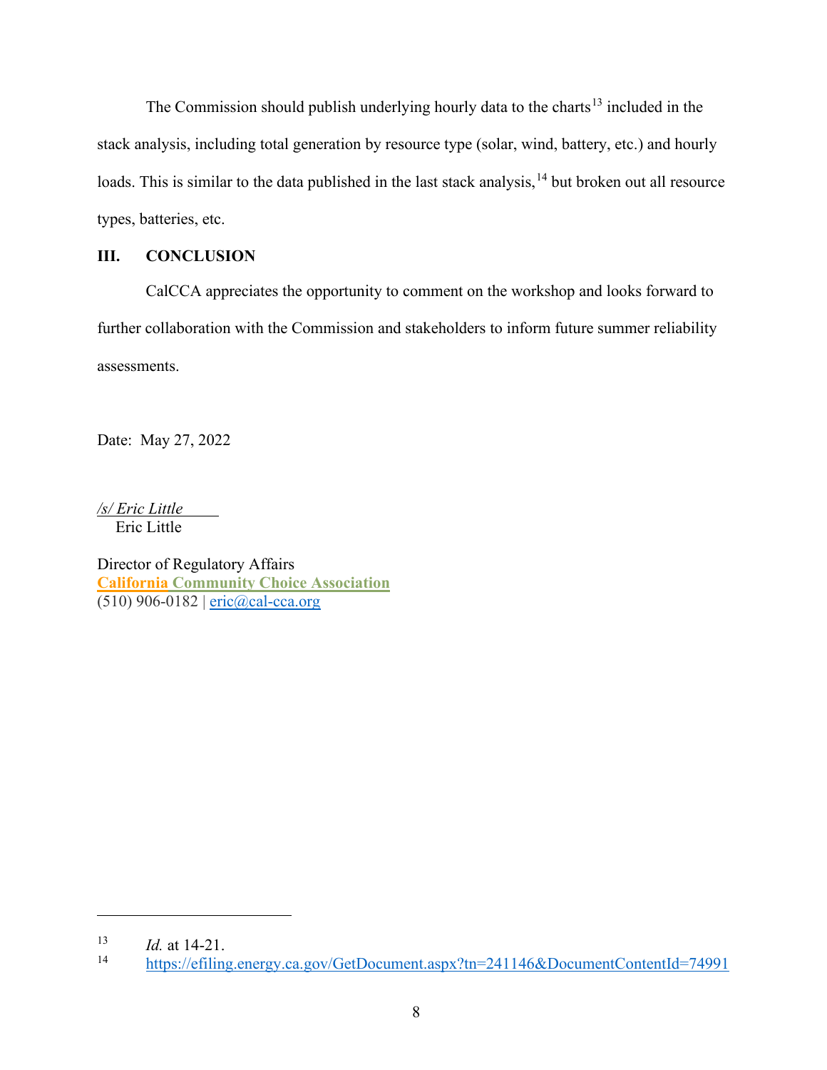The Commission should publish underlying hourly data to the charts[13] included in the stack analysis, including total generation by resource type (solar, wind, battery, etc.) and hourly loads. This is similar to the data published in the last stack analysis,[14] but broken out all resource types, batteries, etc.

## III. CONCLUSION

CalCCA appreciates the opportunity to comment on the workshop and looks forward to further collaboration with the Commission and stakeholders to inform future summer reliability assessments.

Date: May 27, 2022

*/s/ Eric Little*
Eric Little

Director of Regulatory Affairs
**California Community Choice Association**
(510) 906-0182 | eric@cal-cca.org

---

[13] *Id.* at 14-21.

[14] https://efiling.energy.ca.gov/GetDocument.aspx?tn=241146&DocumentContentId=74991